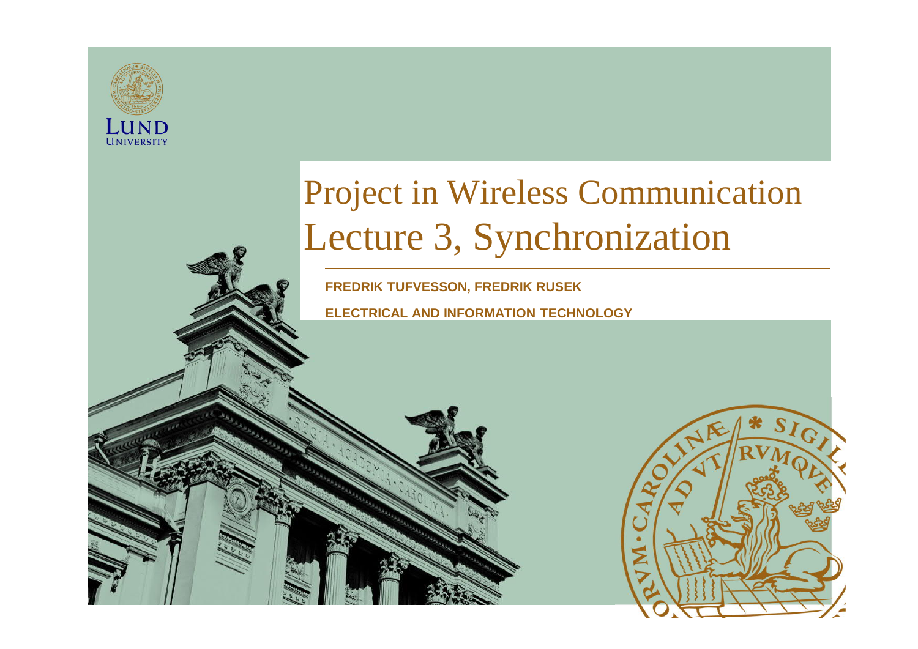# Project in Wireless Communication Lecture 3, Synchronization

**FREDRIK TUFVESSON, FREDRIK RUSEK**

**ELECTRICAL AND INFORMATION TECHNOLOGY**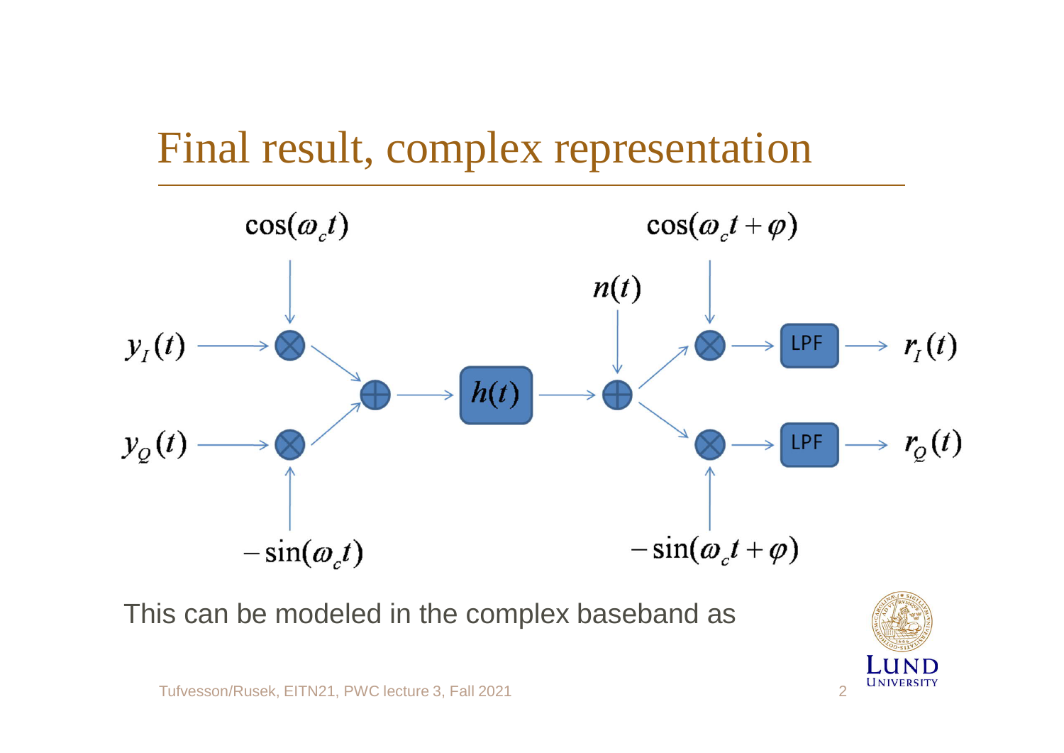# Final result, complex representation

$\cos(\omega_c t)$

$y_I(t)$

$y_Q(t)$

$-\sin(\omega_c t)$

$h(t)$

$n(t)$

$\cos(\omega_c t + \varphi)$

LPF

$r_I(t)$

LPF

$r_Q(t)$

$-\sin(\omega_c t + \varphi)$

This can be modeled in the complex baseband as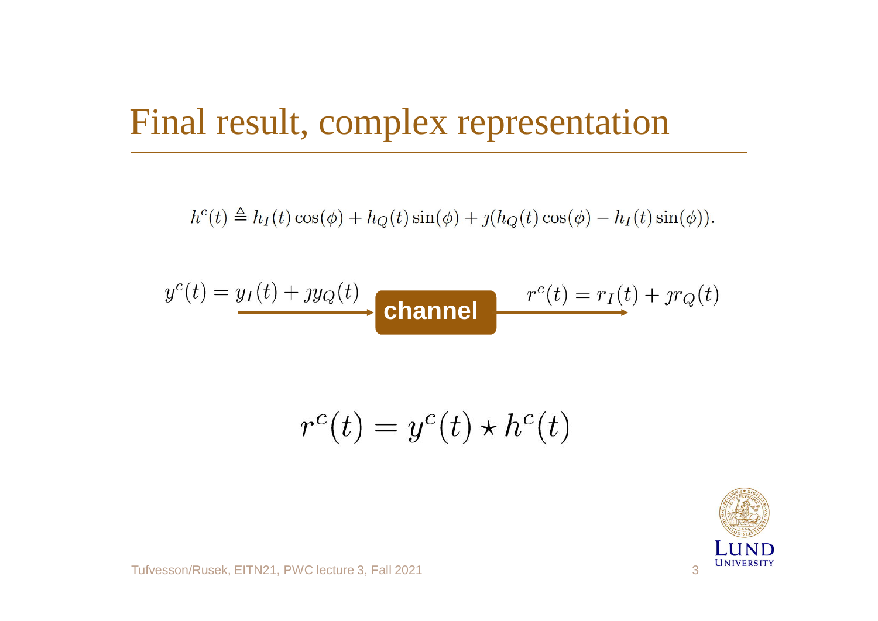# Final result, complex representation

$$h^c(t) \triangleq h_I(t)\cos(\phi) + h_Q(t)\sin(\phi) + \jmath(h_Q(t)\cos(\phi) - h_I(t)\sin(\phi)).$$

$y^c(t) = y_I(t) + \jmath y_Q(t)$ → **channel** → $r^c(t) = r_I(t) + \jmath r_Q(t)$

$$r^c(t) = y^c(t) \star h^c(t)$$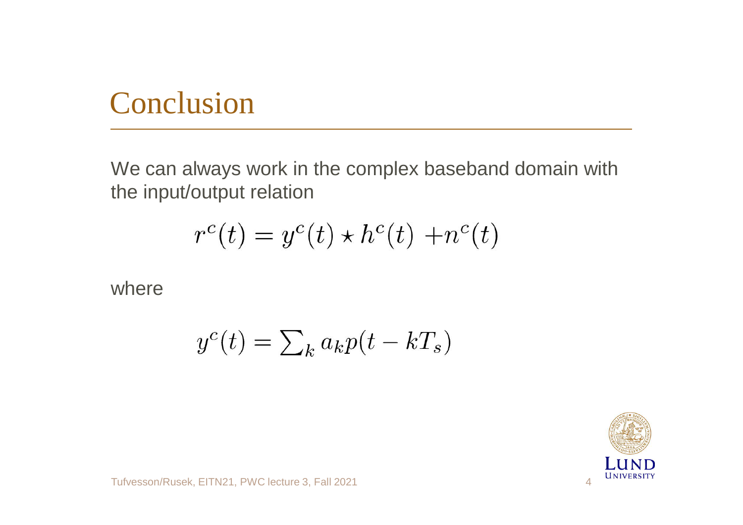# Conclusion

We can always work in the complex baseband domain with the input/output relation

$$r^c(t) = y^c(t) \star h^c(t) + n^c(t)$$

where

$$y^c(t) = \sum_k a_k p(t - kT_s)$$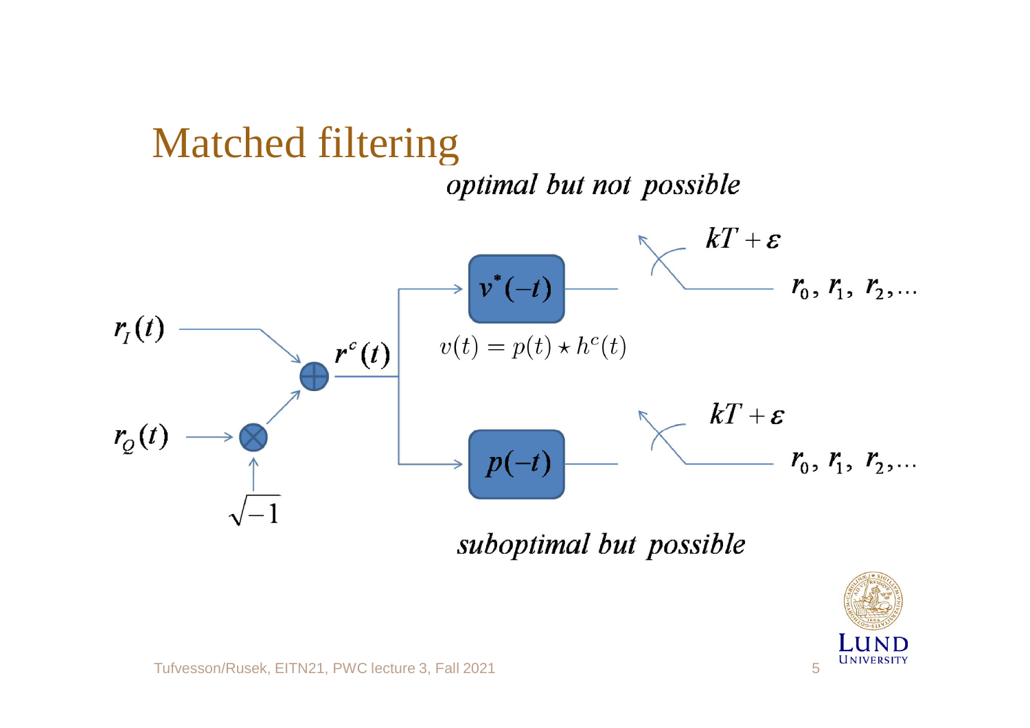# Matched filtering

*optimal but not possible*

$r_I(t)$

$r_Q(t)$

$\sqrt{-1}$

$r^c(t)$

$v^*(-t)$

$v(t) = p(t) \star h^c(t)$

$kT + \varepsilon$

$r_0, r_1, r_2, \ldots$

$p(-t)$

$kT + \varepsilon$

$r_0, r_1, r_2, \ldots$

*suboptimal but possible*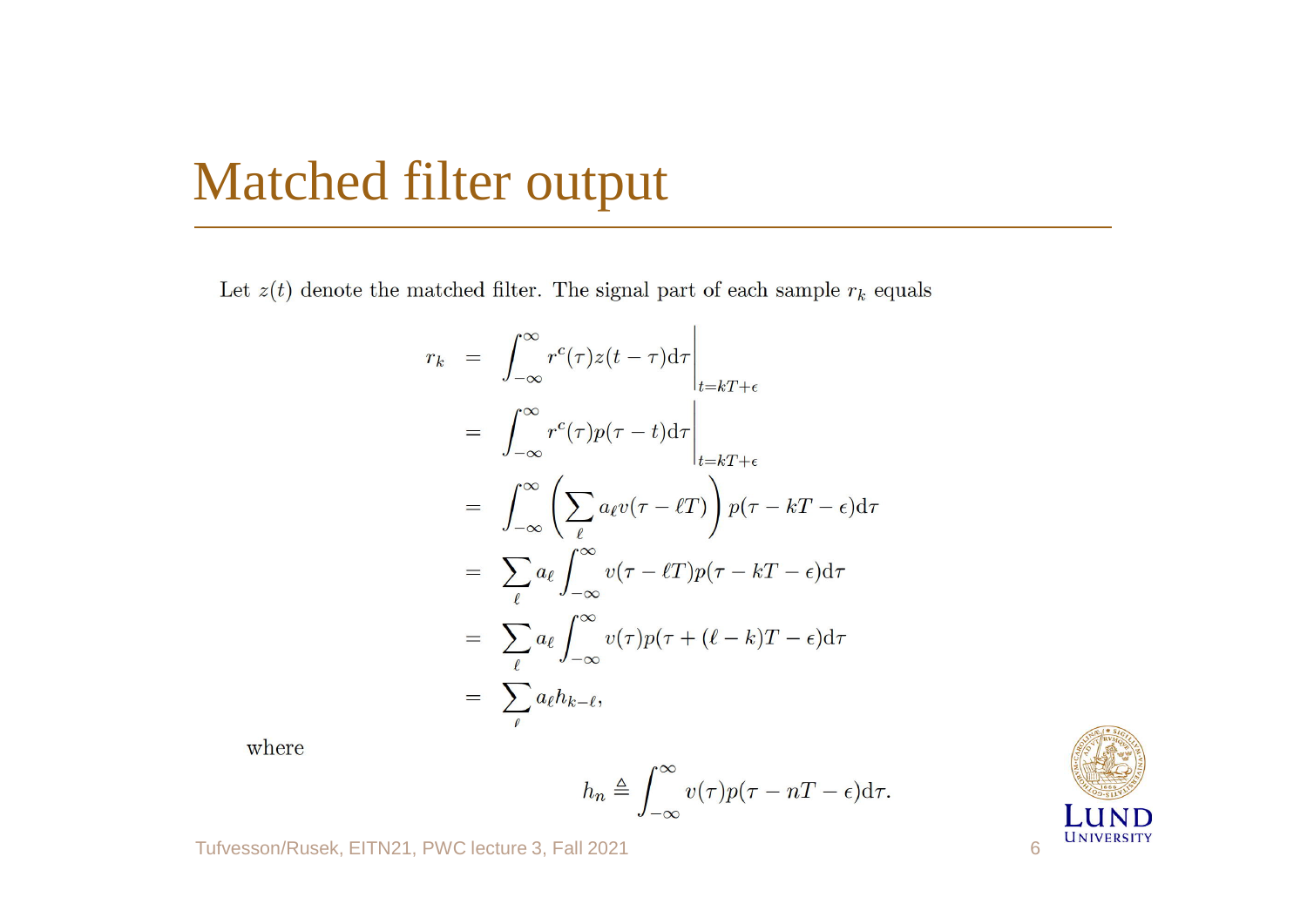# Matched filter output

Let $z(t)$ denote the matched filter. The signal part of each sample $r_k$ equals

$$
\begin{aligned}
r_k &= \left. \int_{-\infty}^{\infty} r^c(\tau) z(t-\tau) \mathrm{d}\tau \right|_{t=kT+\epsilon} \\
&= \left. \int_{-\infty}^{\infty} r^c(\tau) p(\tau - t) \mathrm{d}\tau \right|_{t=kT+\epsilon} \\
&= \int_{-\infty}^{\infty} \left( \sum_{\ell} a_\ell v(\tau - \ell T) \right) p(\tau - kT - \epsilon) \mathrm{d}\tau \\
&= \sum_{\ell} a_\ell \int_{-\infty}^{\infty} v(\tau - \ell T) p(\tau - kT - \epsilon) \mathrm{d}\tau \\
&= \sum_{\ell} a_\ell \int_{-\infty}^{\infty} v(\tau) p(\tau + (\ell - k)T - \epsilon) \mathrm{d}\tau \\
&= \sum_{\ell} a_\ell h_{k-\ell},
\end{aligned}
$$

where

$$
h_n \triangleq \int_{-\infty}^{\infty} v(\tau) p(\tau - nT - \epsilon) \mathrm{d}\tau.
$$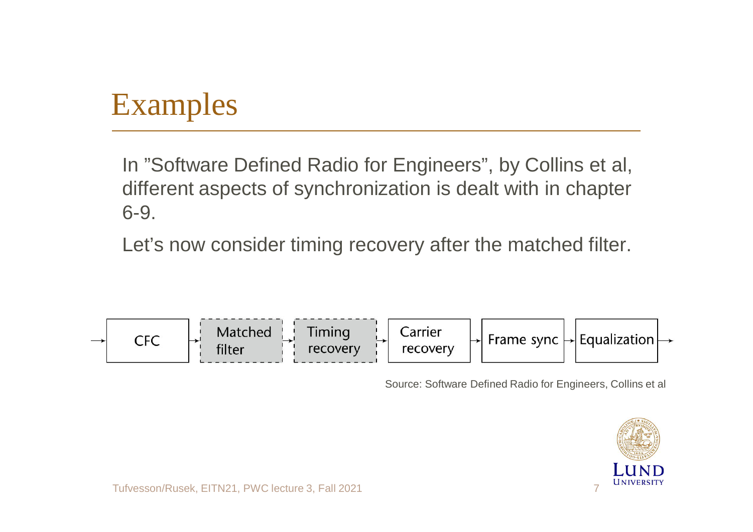# Examples

In ”Software Defined Radio for Engineers”, by Collins et al, different aspects of synchronization is dealt with in chapter 6-9.

Let’s now consider timing recovery after the matched filter.

→ CFC → Matched filter → Timing recovery → Carrier recovery → Frame sync → Equalization →

Source: Software Defined Radio for Engineers, Collins et al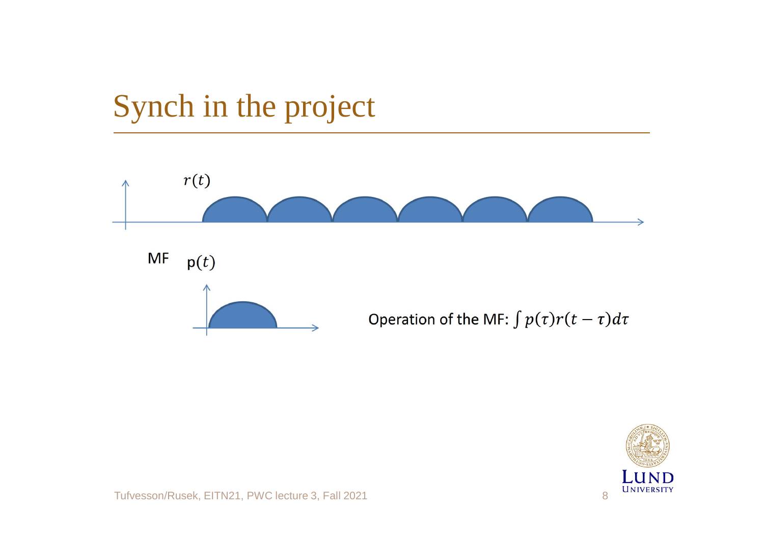# Synch in the project

$r(t)$

MF $p(t)$

Operation of the MF: $\int p(\tau) r(t-\tau) d\tau$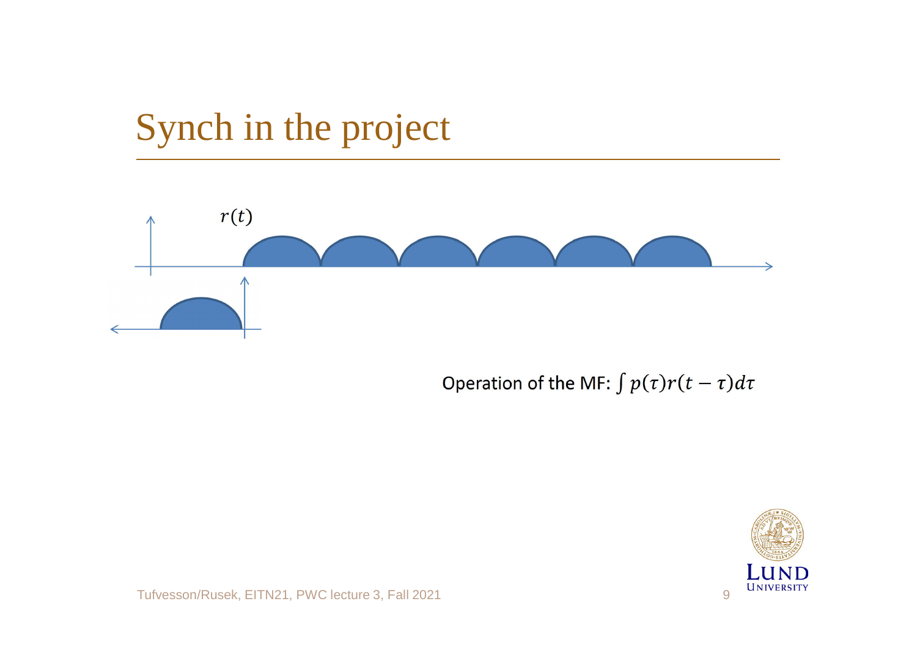# Synch in the project

$r(t)$

Operation of the MF: $\int p(\tau)r(t-\tau)d\tau$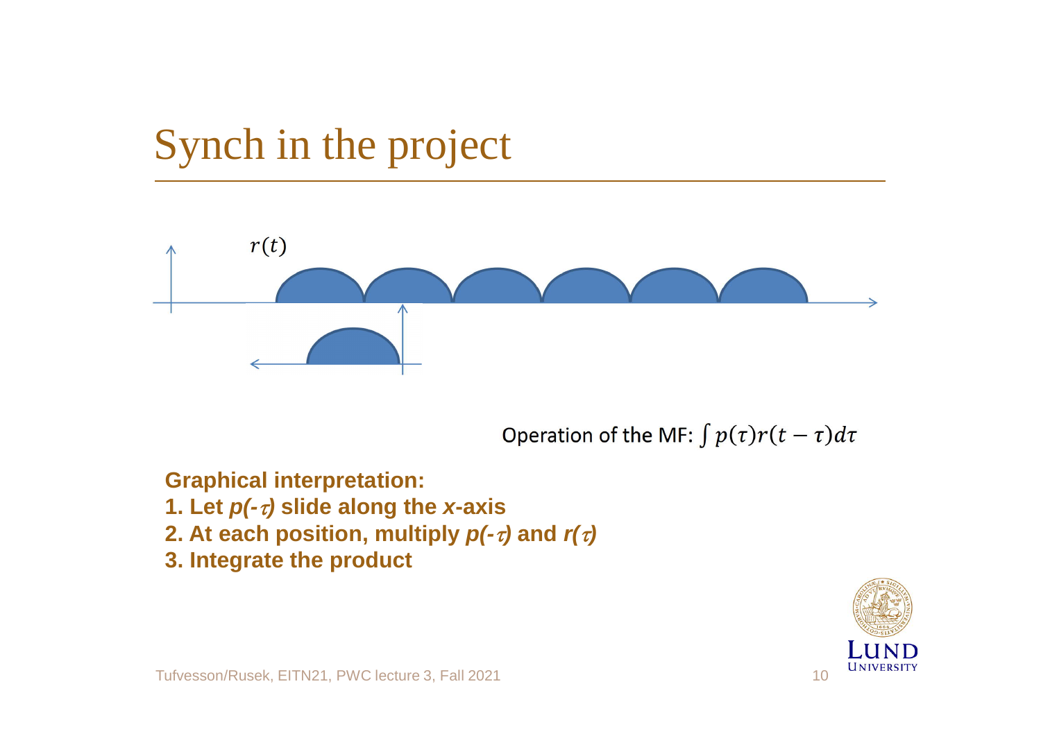# Synch in the project

$r(t)$

Operation of the MF: $\int p(\tau)r(t-\tau)d\tau$

**Graphical interpretation:**

**1. Let $p(-\tau)$ slide along the $x$-axis**

**2. At each position, multiply $p(-\tau)$ and $r(\tau)$**

**3. Integrate the product**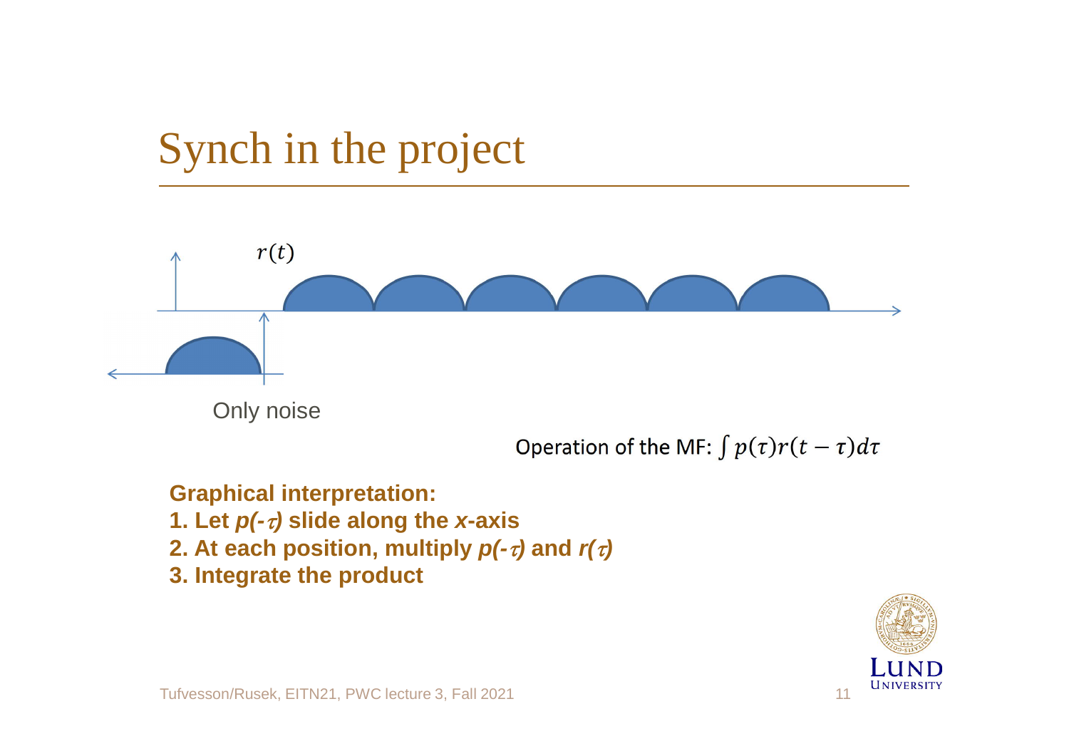# Synch in the project

$r(t)$

Only noise

Operation of the MF: $\int p(\tau) r(t-\tau) d\tau$

**Graphical interpretation:**

**1. Let $p(-\tau)$ slide along the $x$-axis**

**2. At each position, multiply $p(-\tau)$ and $r(\tau)$**

**3. Integrate the product**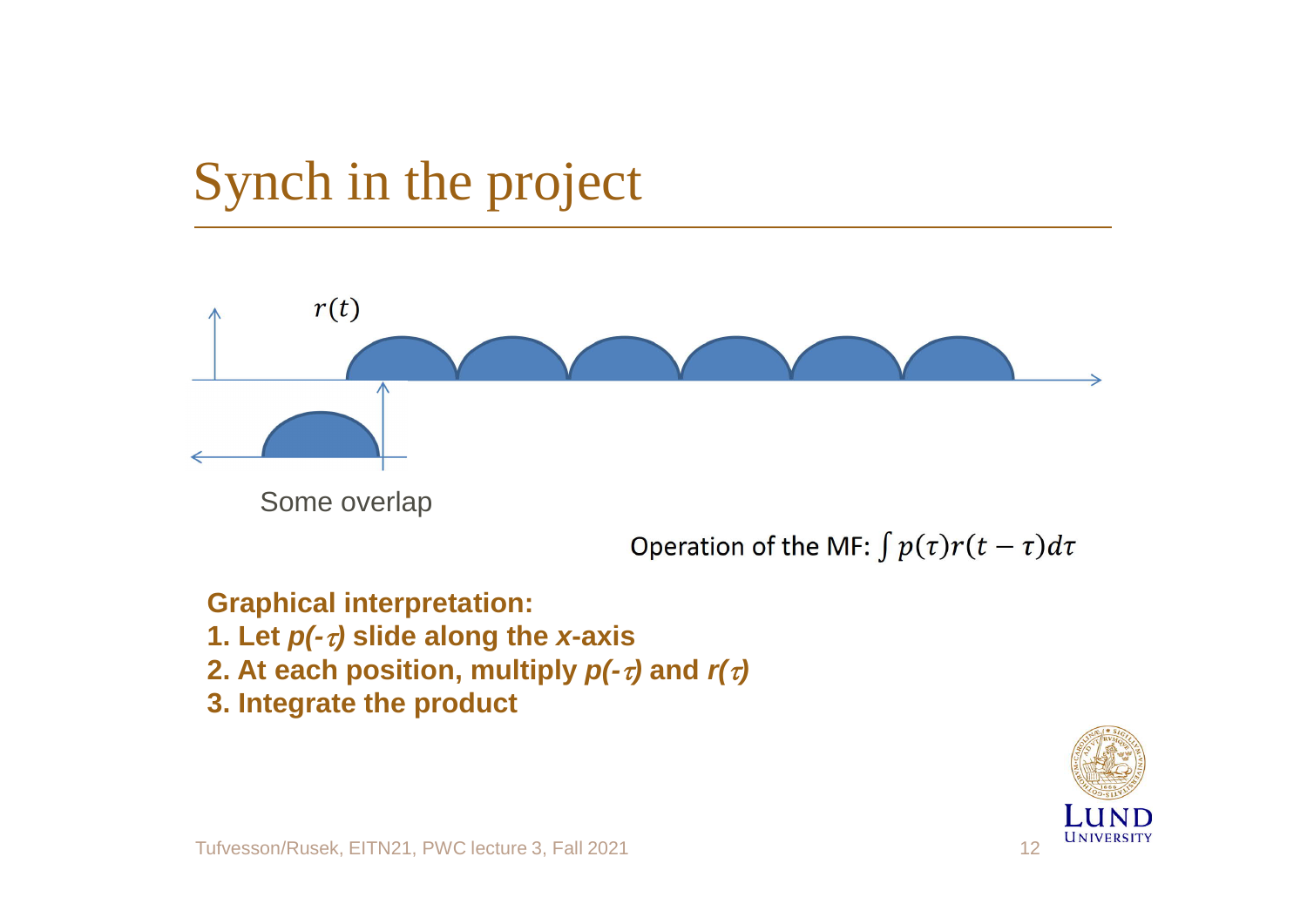# Synch in the project

$r(t)$

Some overlap

Operation of the MF: $\int p(\tau)r(t-\tau)d\tau$

**Graphical interpretation:**

**1. Let *$p(-\tau)$* slide along the *$x$*-axis**

**2. At each position, multiply *$p(-\tau)$* and *$r(\tau)$***

**3. Integrate the product**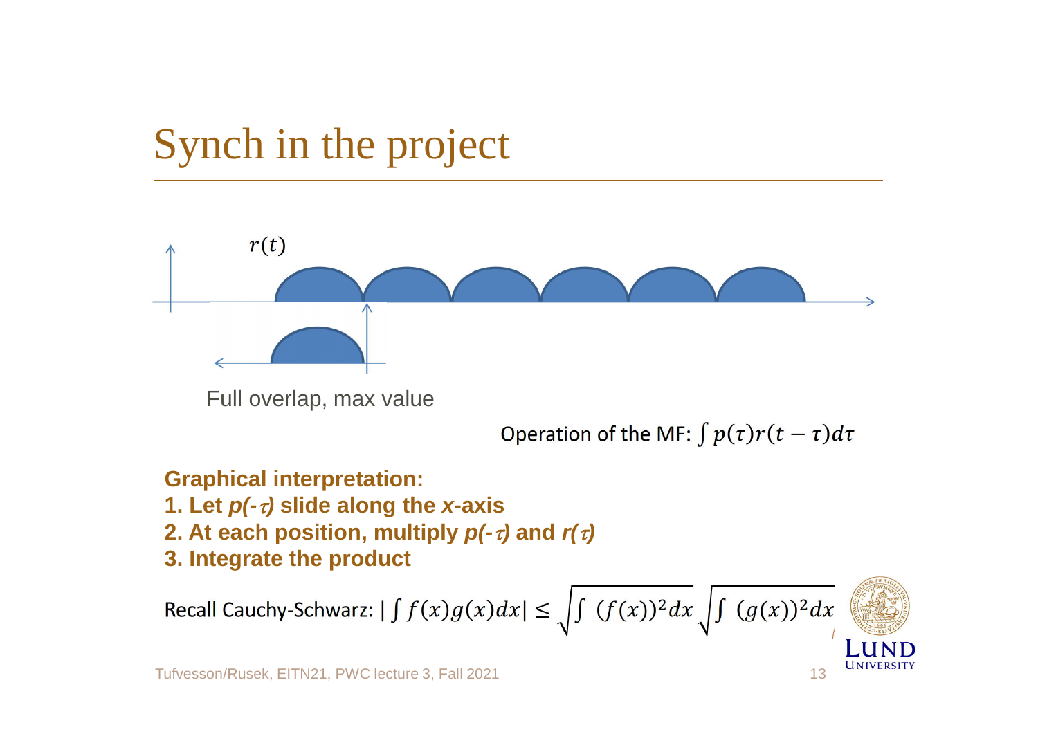# Synch in the project

$r(t)$

Full overlap, max value

Operation of the MF: $\int p(\tau)r(t-\tau)d\tau$

**Graphical interpretation:**

**1. Let $p(-\tau)$ slide along the $x$-axis**

**2. At each position, multiply $p(-\tau)$ and $r(\tau)$**

**3. Integrate the product**

Recall Cauchy-Schwarz: $|\int f(x)g(x)dx| \leq \sqrt{\int (f(x))^2 dx}\sqrt{\int (g(x))^2 dx}$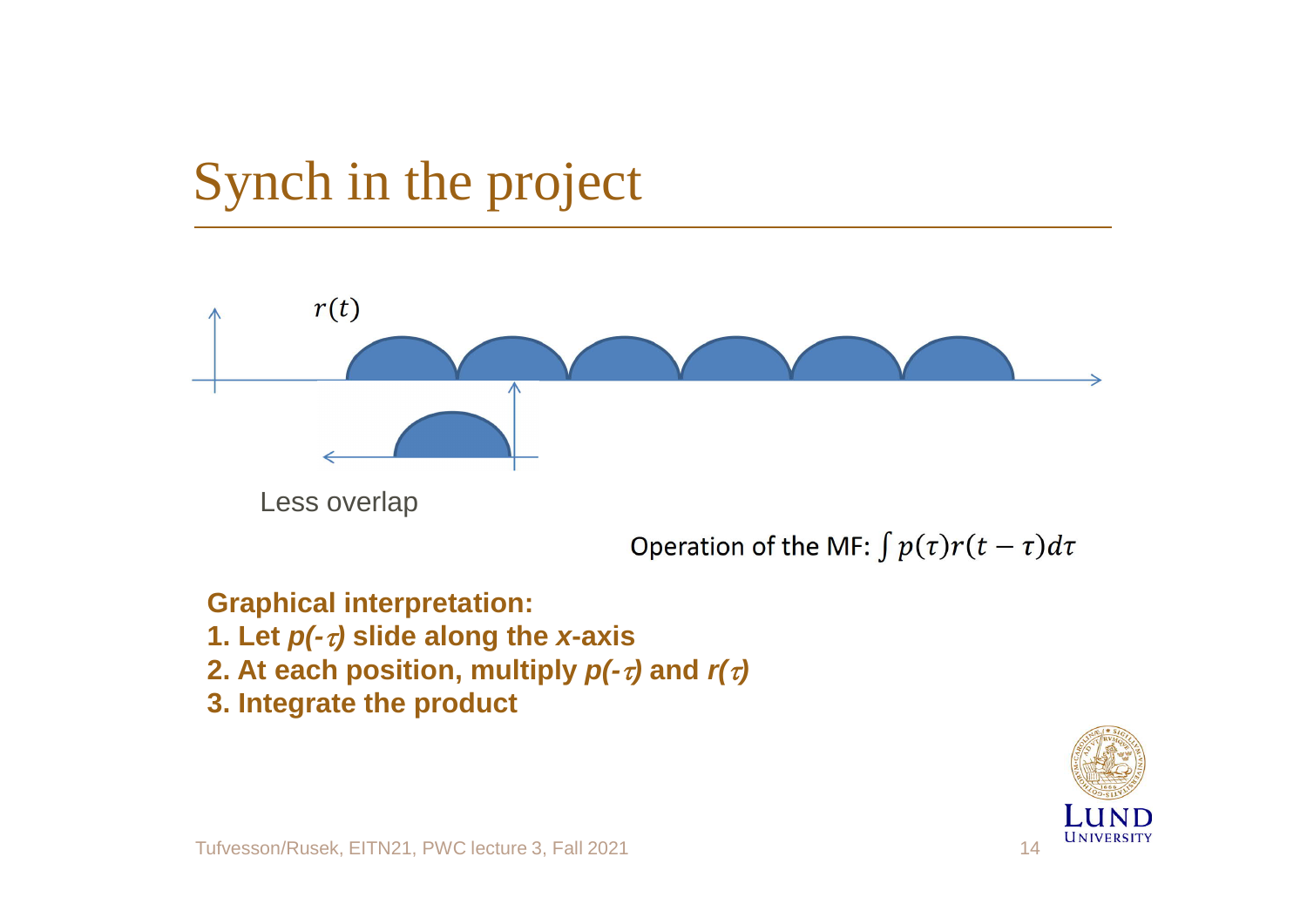# Synch in the project

$r(t)$

Less overlap

Operation of the MF: $\int p(\tau)r(t-\tau)d\tau$

**Graphical interpretation:**

**1. Let $p(-\tau)$ slide along the $x$-axis**

**2. At each position, multiply $p(-\tau)$ and $r(\tau)$**

**3. Integrate the product**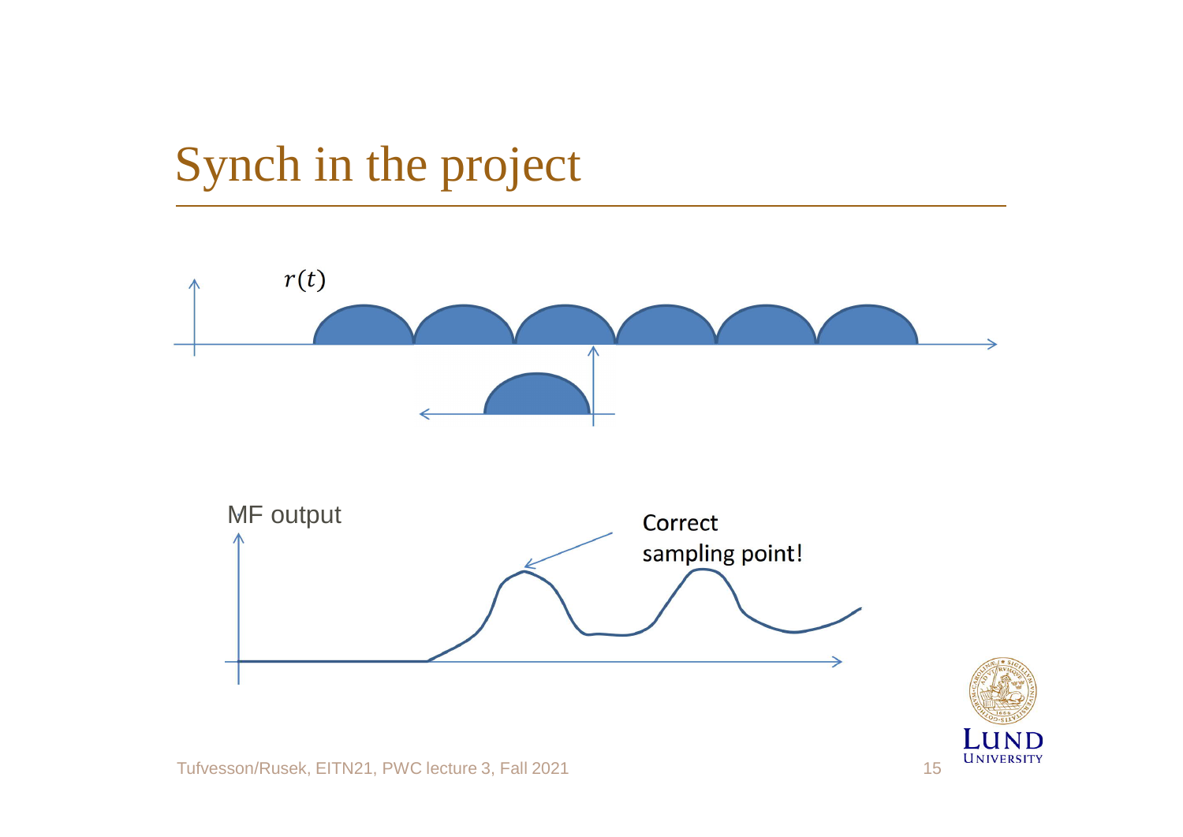# Synch in the project

$r(t)$

MF output

Correct sampling point!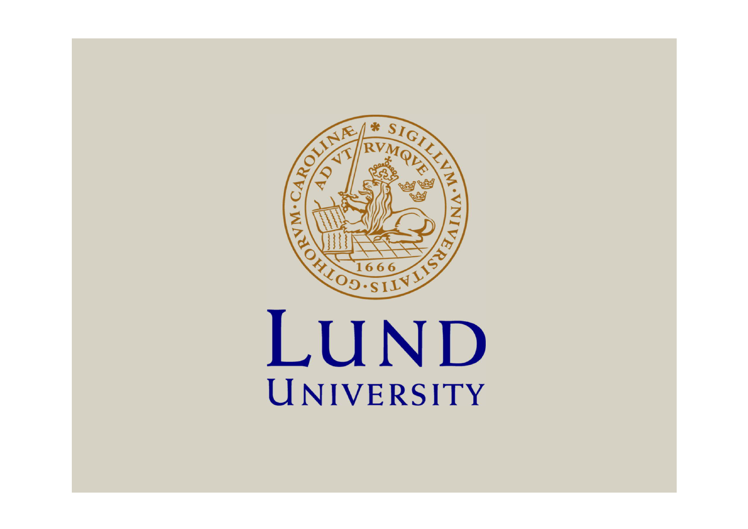LUND UNIVERSITY